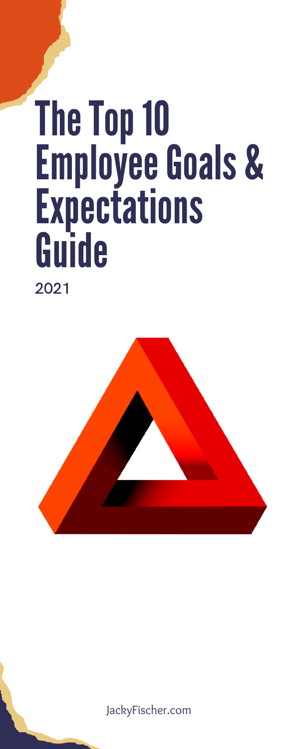# The Top 10 Employee Goals & Expectations Guide

2021

JackyFischer.com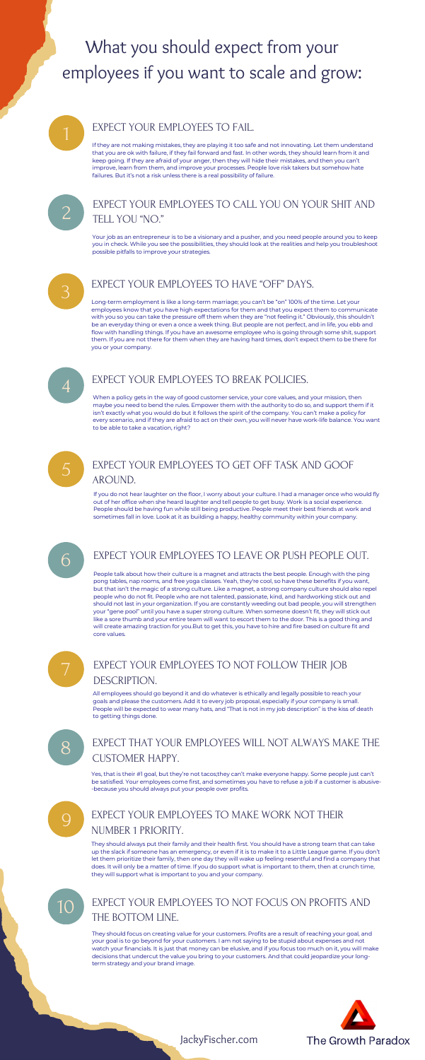# What you should expect from your employees if you want to scale and grow:

## 1 EXPECT YOUR EMPLOYEES TO FAIL.

If they are not making mistakes, they are playing it too safe and not innovating. Let them understand that you are ok with failure, if they fail forward and fast. In other words, they should learn from it and keep going. If they are afraid of your anger, then they will hide their mistakes, and then you can't improve, learn from them, and improve your processes. People love risk takers but somehow hate failures. But it's not a risk unless there is a real possibility of failure.

## 2 EXPECT YOUR EMPLOYEES TO CALL YOU ON YOUR SHIT AND TELL YOU "NO."

Your job as an entrepreneur is to be a visionary and a pusher, and you need people around you to keep you in check. While you see the possibilities, they should look at the realities and help you troubleshoot possible pitfalls to improve your strategies.

## 3 EXPECT YOUR EMPLOYEES TO HAVE "OFF" DAYS.

Long-term employment is like a long-term marriage; you can't be "on" 100% of the time. Let your employees know that you have high expectations for them and that you expect them to communicate with you so you can take the pressure off them when they are "not feeling it." Obviously, this shouldn't be an everyday thing or even a once a week thing. But people are not perfect, and in life, you ebb and flow with handling things. If you have an awesome employee who is going through some shit, support them. If you are not there for them when they are having hard times, don't expect them to be there for you or your company.

## 4 EXPECT YOUR EMPLOYEES TO BREAK POLICIES.

When a policy gets in the way of good customer service, your core values, and your mission, then maybe you need to bend the rules. Empower them with the authority to do so, and support them if it isn't exactly what you would do but it follows the spirit of the company. You can't make a policy for every scenario, and if they are afraid to act on their own, you will never have work-life balance. You want to be able to take a vacation, right?

## 5 EXPECT YOUR EMPLOYEES TO GET OFF TASK AND GOOF AROUND.

If you do not hear laughter on the floor, I worry about your culture. I had a manager once who would fly out of her office when she heard laughter and tell people to get busy. Work is a social experience. People should be having fun while still being productive. People meet their best friends at work and sometimes fall in love. Look at it as building a happy, healthy community within your company.

## 6 EXPECT YOUR EMPLOYEES TO LEAVE OR PUSH PEOPLE OUT.

People talk about how their culture is a magnet and attracts the best people. Enough with the ping pong tables, nap rooms, and free yoga classes. Yeah, they're cool, so have these benefits if you want, but that isn't the magic of a strong culture. Like a magnet, a strong company culture should also repel people who do not fit. People who are not talented, passionate, kind, and hardworking stick out and should not last in your organization. If you are constantly weeding out bad people, you will strengthen your "gene pool" until you have a super strong culture. When someone doesn't fit, they will stick out like a sore thumb and your entire team will want to escort them to the door. This is a good thing and will create amazing traction for you.But to get this, you have to hire and fire based on culture fit and core values.

## 7 EXPECT YOUR EMPLOYEES TO NOT FOLLOW THEIR JOB DESCRIPTION.

All employees should go beyond it and do whatever is ethically and legally possible to reach your goals and please the customers. Add it to every job proposal, especially if your company is small. People will be expected to wear many hats, and "That is not in my job description" is the kiss of death to getting things done.

## 8 EXPECT THAT YOUR EMPLOYEES WILL NOT ALWAYS MAKE THE CUSTOMER HAPPY.

Yes, that is their #1 goal, but they're not tacos;they can't make everyone happy. Some people just can't be satisfied. Your employees come first, and sometimes you have to refuse a job if a customer is abusive--because you should always put your people over profits.

## 9 EXPECT YOUR EMPLOYEES TO MAKE WORK NOT THEIR NUMBER 1 PRIORITY.

They should always put their family and their health first. You should have a strong team that can take up the slack if someone has an emergency, or even if it is to make it to a Little League game. If you don't let them prioritize their family, then one day they will wake up feeling resentful and find a company that does. It will only be a matter of time. If you do support what is important to them, then at crunch time, they will support what is important to you and your company.

## 10 EXPECT YOUR EMPLOYEES TO NOT FOCUS ON PROFITS AND THE BOTTOM LINE.

They should focus on creating value for your customers. Profits are a result of reaching your goal, and your goal is to go beyond for your customers. I am not saying to be stupid about expenses and not watch your financials. It is just that money can be elusive, and if you focus too much on it, you will make decisions that undercut the value you bring to your customers. And that could jeopardize your long-term strategy and your brand image.

JackyFischer.com

The Growth Paradox